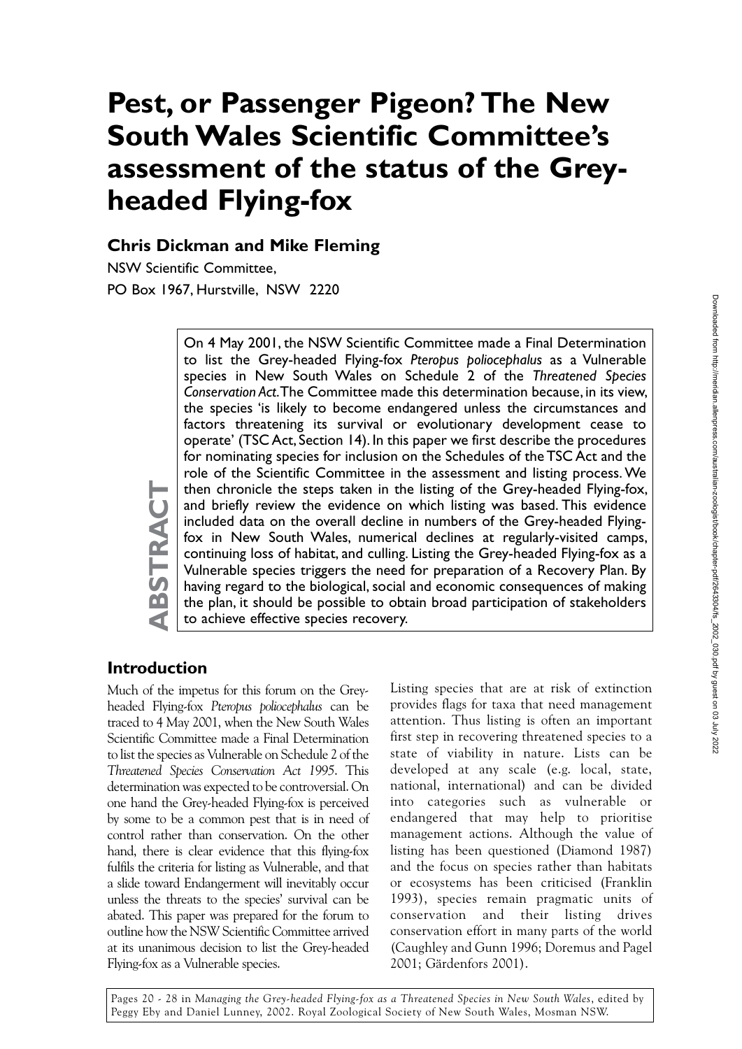# Pest, or Passenger Pigeon? The New South Wales Scientific Committee's assessment of the status of the Grey-headed Flying-fox

## Chris Dickman and Mike Fleming

NSW Scientific Committee,
PO Box 1967, Hurstville, NSW 2220

**ABSTRACT**

On 4 May 2001, the NSW Scientific Committee made a Final Determination to list the Grey-headed Flying-fox *Pteropus poliocephalus* as a Vulnerable species in New South Wales on Schedule 2 of the *Threatened Species Conservation Act*. The Committee made this determination because, in its view, the species 'is likely to become endangered unless the circumstances and factors threatening its survival or evolutionary development cease to operate' (TSC Act, Section 14). In this paper we first describe the procedures for nominating species for inclusion on the Schedules of the TSC Act and the role of the Scientific Committee in the assessment and listing process. We then chronicle the steps taken in the listing of the Grey-headed Flying-fox, and briefly review the evidence on which listing was based. This evidence included data on the overall decline in numbers of the Grey-headed Flying-fox in New South Wales, numerical declines at regularly-visited camps, continuing loss of habitat, and culling. Listing the Grey-headed Flying-fox as a Vulnerable species triggers the need for preparation of a Recovery Plan. By having regard to the biological, social and economic consequences of making the plan, it should be possible to obtain broad participation of stakeholders to achieve effective species recovery.

## Introduction

Much of the impetus for this forum on the Grey-headed Flying-fox *Pteropus poliocephalus* can be traced to 4 May 2001, when the New South Wales Scientific Committee made a Final Determination to list the species as Vulnerable on Schedule 2 of the *Threatened Species Conservation Act 1995*. This determination was expected to be controversial. On one hand the Grey-headed Flying-fox is perceived by some to be a common pest that is in need of control rather than conservation. On the other hand, there is clear evidence that this flying-fox fulfils the criteria for listing as Vulnerable, and that a slide toward Endangerment will inevitably occur unless the threats to the species' survival can be abated. This paper was prepared for the forum to outline how the NSW Scientific Committee arrived at its unanimous decision to list the Grey-headed Flying-fox as a Vulnerable species.

Listing species that are at risk of extinction provides flags for taxa that need management attention. Thus listing is often an important first step in recovering threatened species to a state of viability in nature. Lists can be developed at any scale (e.g. local, state, national, international) and can be divided into categories such as vulnerable or endangered that may help to prioritise management actions. Although the value of listing has been questioned (Diamond 1987) and the focus on species rather than habitats or ecosystems has been criticised (Franklin 1993), species remain pragmatic units of conservation and their listing drives conservation effort in many parts of the world (Caughley and Gunn 1996; Doremus and Pagel 2001; Gärdenfors 2001).

Pages 20 - 28 in *Managing the Grey-headed Flying-fox as a Threatened Species in New South Wales*, edited by Peggy Eby and Daniel Lunney, 2002. Royal Zoological Society of New South Wales, Mosman NSW.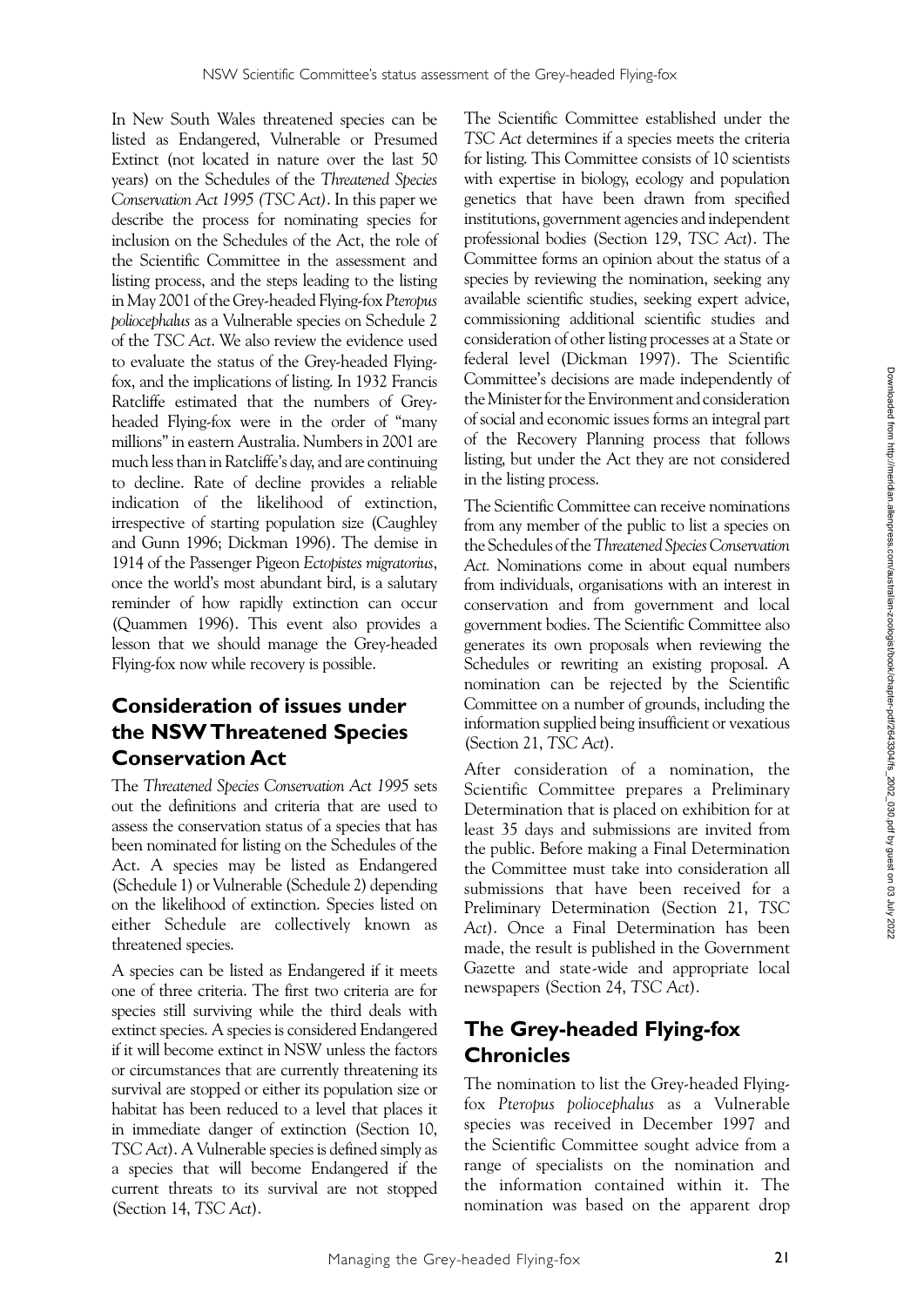In New South Wales threatened species can be listed as Endangered, Vulnerable or Presumed Extinct (not located in nature over the last 50 years) on the Schedules of the *Threatened Species Conservation Act 1995 (TSC Act)*. In this paper we describe the process for nominating species for inclusion on the Schedules of the Act, the role of the Scientific Committee in the assessment and listing process, and the steps leading to the listing in May 2001 of the Grey-headed Flying-fox *Pteropus poliocephalus* as a Vulnerable species on Schedule 2 of the *TSC Act*. We also review the evidence used to evaluate the status of the Grey-headed Flying-fox, and the implications of listing. In 1932 Francis Ratcliffe estimated that the numbers of Grey-headed Flying-fox were in the order of "many millions" in eastern Australia. Numbers in 2001 are much less than in Ratcliffe's day, and are continuing to decline. Rate of decline provides a reliable indication of the likelihood of extinction, irrespective of starting population size (Caughley and Gunn 1996; Dickman 1996). The demise in 1914 of the Passenger Pigeon *Ectopistes migratorius*, once the world's most abundant bird, is a salutary reminder of how rapidly extinction can occur (Quammen 1996). This event also provides a lesson that we should manage the Grey-headed Flying-fox now while recovery is possible.

## Consideration of issues under the NSW Threatened Species Conservation Act

The *Threatened Species Conservation Act 1995* sets out the definitions and criteria that are used to assess the conservation status of a species that has been nominated for listing on the Schedules of the Act. A species may be listed as Endangered (Schedule 1) or Vulnerable (Schedule 2) depending on the likelihood of extinction. Species listed on either Schedule are collectively known as threatened species.

A species can be listed as Endangered if it meets one of three criteria. The first two criteria are for species still surviving while the third deals with extinct species. A species is considered Endangered if it will become extinct in NSW unless the factors or circumstances that are currently threatening its survival are stopped or either its population size or habitat has been reduced to a level that places it in immediate danger of extinction (Section 10, *TSC Act*). A Vulnerable species is defined simply as a species that will become Endangered if the current threats to its survival are not stopped (Section 14, *TSC Act*).

The Scientific Committee established under the *TSC Act* determines if a species meets the criteria for listing. This Committee consists of 10 scientists with expertise in biology, ecology and population genetics that have been drawn from specified institutions, government agencies and independent professional bodies (Section 129, *TSC Act*). The Committee forms an opinion about the status of a species by reviewing the nomination, seeking any available scientific studies, seeking expert advice, commissioning additional scientific studies and consideration of other listing processes at a State or federal level (Dickman 1997). The Scientific Committee's decisions are made independently of the Minister for the Environment and consideration of social and economic issues forms an integral part of the Recovery Planning process that follows listing, but under the Act they are not considered in the listing process.

The Scientific Committee can receive nominations from any member of the public to list a species on the Schedules of the *Threatened Species Conservation Act.* Nominations come in about equal numbers from individuals, organisations with an interest in conservation and from government and local government bodies. The Scientific Committee also generates its own proposals when reviewing the Schedules or rewriting an existing proposal. A nomination can be rejected by the Scientific Committee on a number of grounds, including the information supplied being insufficient or vexatious (Section 21, *TSC Act*).

After consideration of a nomination, the Scientific Committee prepares a Preliminary Determination that is placed on exhibition for at least 35 days and submissions are invited from the public. Before making a Final Determination the Committee must take into consideration all submissions that have been received for a Preliminary Determination (Section 21, *TSC Act*). Once a Final Determination has been made, the result is published in the Government Gazette and state-wide and appropriate local newspapers (Section 24, *TSC Act*).

## The Grey-headed Flying-fox Chronicles

The nomination to list the Grey-headed Flying-fox *Pteropus poliocephalus* as a Vulnerable species was received in December 1997 and the Scientific Committee sought advice from a range of specialists on the nomination and the information contained within it. The nomination was based on the apparent drop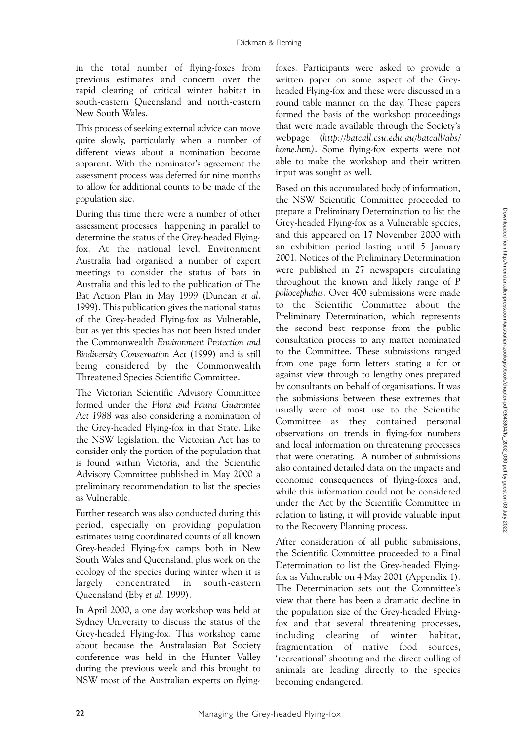in the total number of flying-foxes from previous estimates and concern over the rapid clearing of critical winter habitat in south-eastern Queensland and north-eastern New South Wales.

This process of seeking external advice can move quite slowly, particularly when a number of different views about a nomination become apparent. With the nominator's agreement the assessment process was deferred for nine months to allow for additional counts to be made of the population size.

During this time there were a number of other assessment processes happening in parallel to determine the status of the Grey-headed Flying-fox. At the national level, Environment Australia had organised a number of expert meetings to consider the status of bats in Australia and this led to the publication of The Bat Action Plan in May 1999 (Duncan *et al*. 1999). This publication gives the national status of the Grey-headed Flying-fox as Vulnerable, but as yet this species has not been listed under the Commonwealth *Environment Protection and Biodiversity Conservation Act* (1999) and is still being considered by the Commonwealth Threatened Species Scientific Committee.

The Victorian Scientific Advisory Committee formed under the *Flora and Fauna Guarantee Act 1988* was also considering a nomination of the Grey-headed Flying-fox in that State. Like the NSW legislation, the Victorian Act has to consider only the portion of the population that is found within Victoria, and the Scientific Advisory Committee published in May 2000 a preliminary recommendation to list the species as Vulnerable.

Further research was also conducted during this period, especially on providing population estimates using coordinated counts of all known Grey-headed Flying-fox camps both in New South Wales and Queensland, plus work on the ecology of the species during winter when it is largely concentrated in south-eastern Queensland (Eby *et al*. 1999).

In April 2000, a one day workshop was held at Sydney University to discuss the status of the Grey-headed Flying-fox. This workshop came about because the Australasian Bat Society conference was held in the Hunter Valley during the previous week and this brought to NSW most of the Australian experts on flying-foxes. Participants were asked to provide a written paper on some aspect of the Grey-headed Flying-fox and these were discussed in a round table manner on the day. These papers formed the basis of the workshop proceedings that were made available through the Society's webpage (*http://batcall.csu.edu.au/batcall/abs/home.htm*). Some flying-fox experts were not able to make the workshop and their written input was sought as well.

Based on this accumulated body of information, the NSW Scientific Committee proceeded to prepare a Preliminary Determination to list the Grey-headed Flying-fox as a Vulnerable species, and this appeared on 17 November 2000 with an exhibition period lasting until 5 January 2001. Notices of the Preliminary Determination were published in 27 newspapers circulating throughout the known and likely range of *P. poliocephalus*. Over 400 submissions were made to the Scientific Committee about the Preliminary Determination, which represents the second best response from the public consultation process to any matter nominated to the Committee. These submissions ranged from one page form letters stating a for or against view through to lengthy ones prepared by consultants on behalf of organisations. It was the submissions between these extremes that usually were of most use to the Scientific Committee as they contained personal observations on trends in flying-fox numbers and local information on threatening processes that were operating. A number of submissions also contained detailed data on the impacts and economic consequences of flying-foxes and, while this information could not be considered under the Act by the Scientific Committee in relation to listing, it will provide valuable input to the Recovery Planning process.

After consideration of all public submissions, the Scientific Committee proceeded to a Final Determination to list the Grey-headed Flying-fox as Vulnerable on 4 May 2001 (Appendix 1). The Determination sets out the Committee's view that there has been a dramatic decline in the population size of the Grey-headed Flying-fox and that several threatening processes, including clearing of winter habitat, fragmentation of native food sources, 'recreational' shooting and the direct culling of animals are leading directly to the species becoming endangered.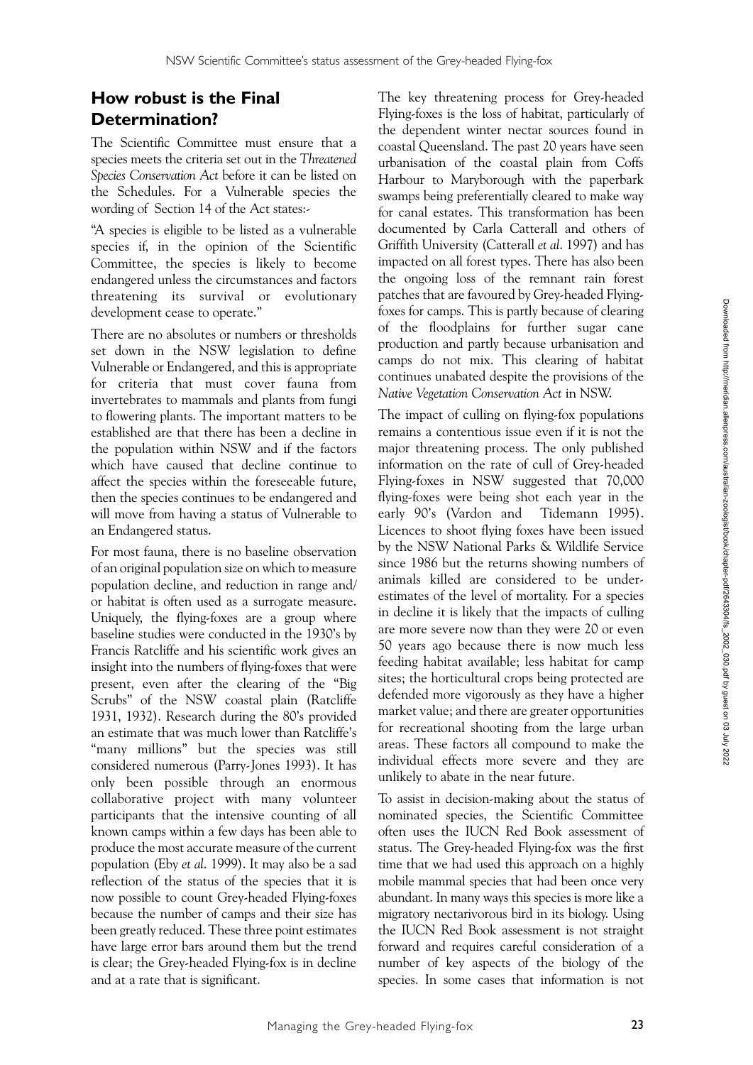## How robust is the Final Determination?

The Scientific Committee must ensure that a species meets the criteria set out in the *Threatened Species Conservation Act* before it can be listed on the Schedules. For a Vulnerable species the wording of Section 14 of the Act states:-

"A species is eligible to be listed as a vulnerable species if, in the opinion of the Scientific Committee, the species is likely to become endangered unless the circumstances and factors threatening its survival or evolutionary development cease to operate."

There are no absolutes or numbers or thresholds set down in the NSW legislation to define Vulnerable or Endangered, and this is appropriate for criteria that must cover fauna from invertebrates to mammals and plants from fungi to flowering plants. The important matters to be established are that there has been a decline in the population within NSW and if the factors which have caused that decline continue to affect the species within the foreseeable future, then the species continues to be endangered and will move from having a status of Vulnerable to an Endangered status.

For most fauna, there is no baseline observation of an original population size on which to measure population decline, and reduction in range and/ or habitat is often used as a surrogate measure. Uniquely, the flying-foxes are a group where baseline studies were conducted in the 1930's by Francis Ratcliffe and his scientific work gives an insight into the numbers of flying-foxes that were present, even after the clearing of the "Big Scrubs" of the NSW coastal plain (Ratcliffe 1931, 1932). Research during the 80's provided an estimate that was much lower than Ratcliffe's "many millions" but the species was still considered numerous (Parry-Jones 1993). It has only been possible through an enormous collaborative project with many volunteer participants that the intensive counting of all known camps within a few days has been able to produce the most accurate measure of the current population (Eby *et al*. 1999). It may also be a sad reflection of the status of the species that it is now possible to count Grey-headed Flying-foxes because the number of camps and their size has been greatly reduced. These three point estimates have large error bars around them but the trend is clear; the Grey-headed Flying-fox is in decline and at a rate that is significant.

The key threatening process for Grey-headed Flying-foxes is the loss of habitat, particularly of the dependent winter nectar sources found in coastal Queensland. The past 20 years have seen urbanisation of the coastal plain from Coffs Harbour to Maryborough with the paperbark swamps being preferentially cleared to make way for canal estates. This transformation has been documented by Carla Catterall and others of Griffith University (Catterall *et al*. 1997) and has impacted on all forest types. There has also been the ongoing loss of the remnant rain forest patches that are favoured by Grey-headed Flying-foxes for camps. This is partly because of clearing of the floodplains for further sugar cane production and partly because urbanisation and camps do not mix. This clearing of habitat continues unabated despite the provisions of the *Native Vegetation Conservation Act* in NSW.

The impact of culling on flying-fox populations remains a contentious issue even if it is not the major threatening process. The only published information on the rate of cull of Grey-headed Flying-foxes in NSW suggested that 70,000 flying-foxes were being shot each year in the early 90's (Vardon and Tidemann 1995). Licences to shoot flying foxes have been issued by the NSW National Parks & Wildlife Service since 1986 but the returns showing numbers of animals killed are considered to be under-estimates of the level of mortality. For a species in decline it is likely that the impacts of culling are more severe now than they were 20 or even 50 years ago because there is now much less feeding habitat available; less habitat for camp sites; the horticultural crops being protected are defended more vigorously as they have a higher market value; and there are greater opportunities for recreational shooting from the large urban areas. These factors all compound to make the individual effects more severe and they are unlikely to abate in the near future.

To assist in decision-making about the status of nominated species, the Scientific Committee often uses the IUCN Red Book assessment of status. The Grey-headed Flying-fox was the first time that we had used this approach on a highly mobile mammal species that had been once very abundant. In many ways this species is more like a migratory nectarivorous bird in its biology. Using the IUCN Red Book assessment is not straight forward and requires careful consideration of a number of key aspects of the biology of the species. In some cases that information is not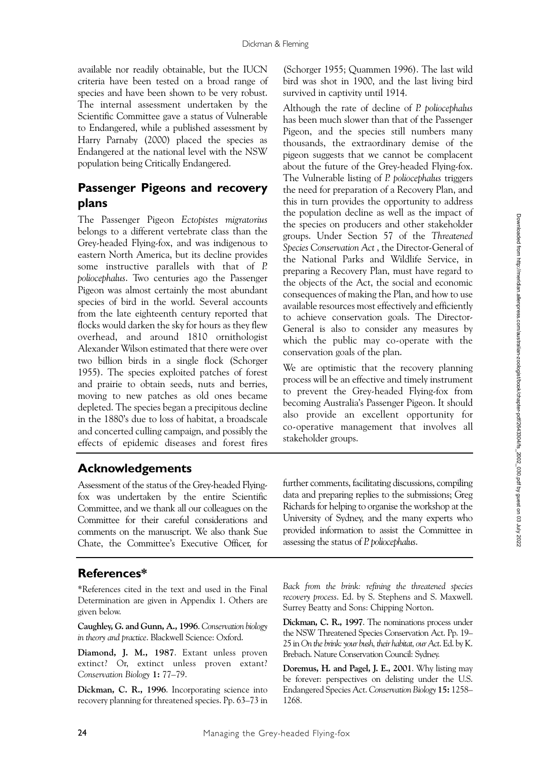available nor readily obtainable, but the IUCN criteria have been tested on a broad range of species and have been shown to be very robust. The internal assessment undertaken by the Scientific Committee gave a status of Vulnerable to Endangered, while a published assessment by Harry Parnaby (2000) placed the species as Endangered at the national level with the NSW population being Critically Endangered.

## Passenger Pigeons and recovery plans

The Passenger Pigeon *Ectopistes migratorius* belongs to a different vertebrate class than the Grey-headed Flying-fox, and was indigenous to eastern North America, but its decline provides some instructive parallels with that of *P. poliocephalus*. Two centuries ago the Passenger Pigeon was almost certainly the most abundant species of bird in the world. Several accounts from the late eighteenth century reported that flocks would darken the sky for hours as they flew overhead, and around 1810 ornithologist Alexander Wilson estimated that there were over two billion birds in a single flock (Schorger 1955). The species exploited patches of forest and prairie to obtain seeds, nuts and berries, moving to new patches as old ones became depleted. The species began a precipitous decline in the 1880's due to loss of habitat, a broadscale and concerted culling campaign, and possibly the effects of epidemic diseases and forest fires (Schorger 1955; Quammen 1996). The last wild bird was shot in 1900, and the last living bird survived in captivity until 1914.

Although the rate of decline of *P. poliocephalus* has been much slower than that of the Passenger Pigeon, and the species still numbers many thousands, the extraordinary demise of the pigeon suggests that we cannot be complacent about the future of the Grey-headed Flying-fox. The Vulnerable listing of *P. poliocephalus* triggers the need for preparation of a Recovery Plan, and this in turn provides the opportunity to address the population decline as well as the impact of the species on producers and other stakeholder groups. Under Section 57 of the *Threatened Species Conservation Act* , the Director-General of the National Parks and Wildlife Service, in preparing a Recovery Plan, must have regard to the objects of the Act, the social and economic consequences of making the Plan, and how to use available resources most effectively and efficiently to achieve conservation goals. The Director-General is also to consider any measures by which the public may co-operate with the conservation goals of the plan.

We are optimistic that the recovery planning process will be an effective and timely instrument to prevent the Grey-headed Flying-fox from becoming Australia's Passenger Pigeon. It should also provide an excellent opportunity for co-operative management that involves all stakeholder groups.

## Acknowledgements

Assessment of the status of the Grey-headed Flying-fox was undertaken by the entire Scientific Committee, and we thank all our colleagues on the Committee for their careful considerations and comments on the manuscript. We also thank Sue Chate, the Committee's Executive Officer, for further comments, facilitating discussions, compiling data and preparing replies to the submissions; Greg Richards for helping to organise the workshop at the University of Sydney, and the many experts who provided information to assist the Committee in assessing the status of *P. poliocephalus*.

## References*

*References cited in the text and used in the Final Determination are given in Appendix 1. Others are given below.

**Caughley, G. and Gunn, A., 1996**. *Conservation biology in theory and practice*. Blackwell Science: Oxford.

**Diamond, J. M., 1987**. Extant unless proven extinct? Or, extinct unless proven extant? *Conservation Biology* **1:** 77–79.

**Dickman, C. R., 1996**. Incorporating science into recovery planning for threatened species. Pp. 63–73 in *Back from the brink: refining the threatened species recovery process*. Ed. by S. Stephens and S. Maxwell. Surrey Beatty and Sons: Chipping Norton.

**Dickman, C. R., 1997**. The nominations process under the NSW Threatened Species Conservation Act. Pp. 19–25 in *On the brink: your bush, their habitat, our Act*. Ed. by K. Brebach. Nature Conservation Council: Sydney.

**Doremus, H. and Pagel, J. E., 2001**. Why listing may be forever: perspectives on delisting under the U.S. Endangered Species Act. *Conservation Biology* **15:** 1258–1268.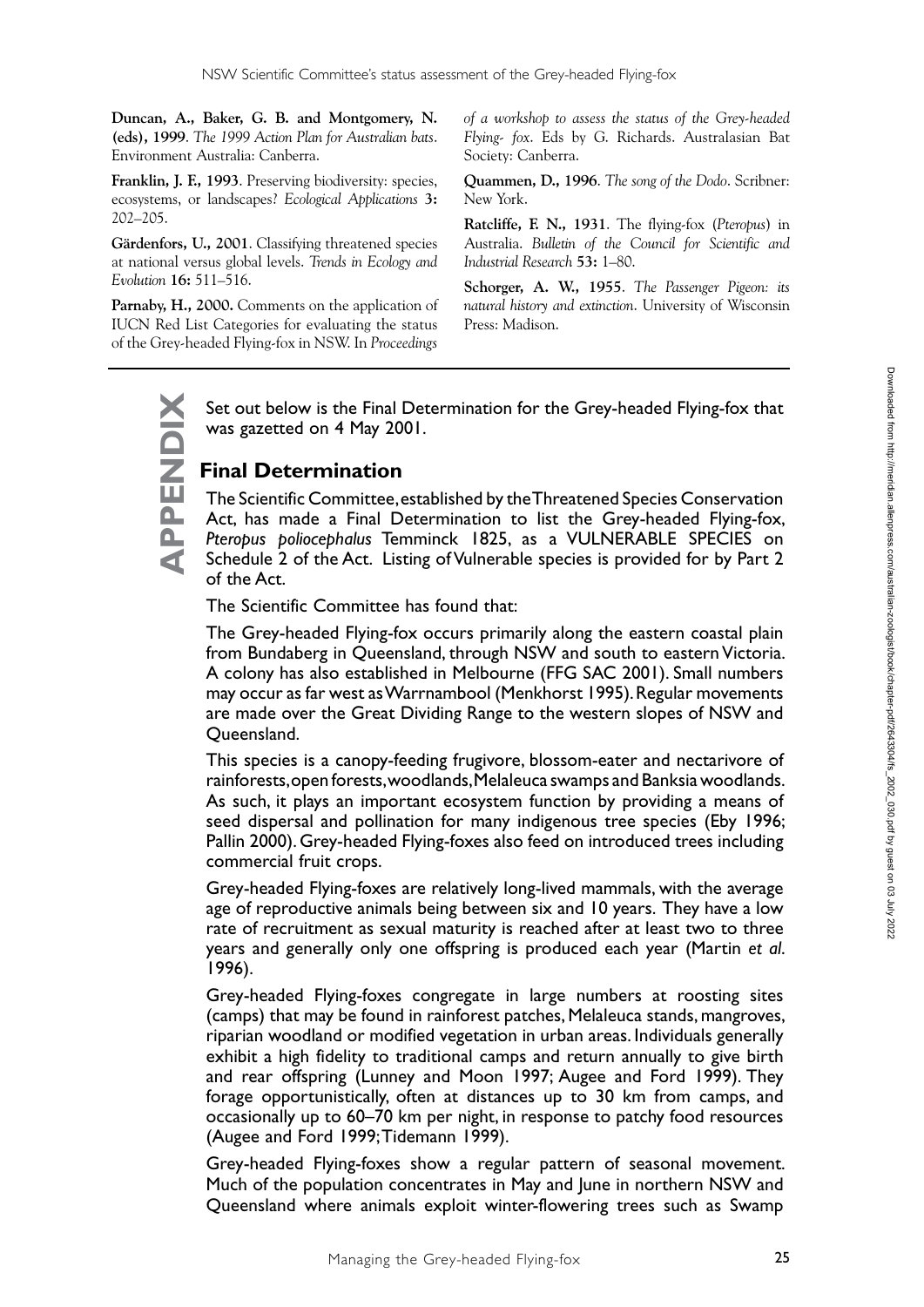**Duncan, A., Baker, G. B. and Montgomery, N. (eds), 1999**. *The 1999 Action Plan for Australian bats*. Environment Australia: Canberra.

**Franklin, J. F., 1993**. Preserving biodiversity: species, ecosystems, or landscapes? *Ecological Applications* **3:** 202–205.

**Gärdenfors, U., 2001**. Classifying threatened species at national versus global levels. *Trends in Ecology and Evolution* **16:** 511–516.

**Parnaby, H., 2000.** Comments on the application of IUCN Red List Categories for evaluating the status of the Grey-headed Flying-fox in NSW. In *Proceedings of a workshop to assess the status of the Grey-headed Flying- fox*. Eds by G. Richards. Australasian Bat Society: Canberra.

**Quammen, D., 1996**. *The song of the Dodo*. Scribner: New York.

**Ratcliffe, F. N., 1931**. The flying-fox (*Pteropus*) in Australia. *Bulletin of the Council for Scientific and Industrial Research* **53:** 1–80.

**Schorger, A. W., 1955**. *The Passenger Pigeon: its natural history and extinction*. University of Wisconsin Press: Madison.

## APPENDIX

Set out below is the Final Determination for the Grey-headed Flying-fox that was gazetted on 4 May 2001.

### Final Determination

The Scientific Committee, established by the Threatened Species Conservation Act, has made a Final Determination to list the Grey-headed Flying-fox, *Pteropus poliocephalus* Temminck 1825, as a VULNERABLE SPECIES on Schedule 2 of the Act. Listing of Vulnerable species is provided for by Part 2 of the Act.

The Scientific Committee has found that:

The Grey-headed Flying-fox occurs primarily along the eastern coastal plain from Bundaberg in Queensland, through NSW and south to eastern Victoria. A colony has also established in Melbourne (FFG SAC 2001). Small numbers may occur as far west as Warrnambool (Menkhorst 1995). Regular movements are made over the Great Dividing Range to the western slopes of NSW and Queensland.

This species is a canopy-feeding frugivore, blossom-eater and nectarivore of rainforests, open forests, woodlands, Melaleuca swamps and Banksia woodlands. As such, it plays an important ecosystem function by providing a means of seed dispersal and pollination for many indigenous tree species (Eby 1996; Pallin 2000). Grey-headed Flying-foxes also feed on introduced trees including commercial fruit crops.

Grey-headed Flying-foxes are relatively long-lived mammals, with the average age of reproductive animals being between six and 10 years. They have a low rate of recruitment as sexual maturity is reached after at least two to three years and generally only one offspring is produced each year (Martin *et al*. 1996).

Grey-headed Flying-foxes congregate in large numbers at roosting sites (camps) that may be found in rainforest patches, Melaleuca stands, mangroves, riparian woodland or modified vegetation in urban areas. Individuals generally exhibit a high fidelity to traditional camps and return annually to give birth and rear offspring (Lunney and Moon 1997; Augee and Ford 1999). They forage opportunistically, often at distances up to 30 km from camps, and occasionally up to 60–70 km per night, in response to patchy food resources (Augee and Ford 1999; Tidemann 1999).

Grey-headed Flying-foxes show a regular pattern of seasonal movement. Much of the population concentrates in May and June in northern NSW and Queensland where animals exploit winter-flowering trees such as Swamp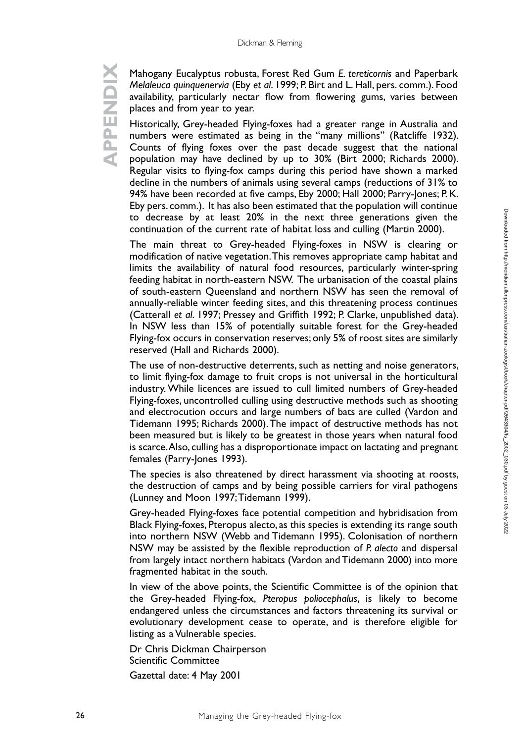Mahogany Eucalyptus robusta, Forest Red Gum *E. tereticornis* and Paperbark *Melaleuca quinquenervia* (Eby *et al.* 1999; P. Birt and L. Hall, pers. comm.). Food availability, particularly nectar flow from flowering gums, varies between places and from year to year.

Historically, Grey-headed Flying-foxes had a greater range in Australia and numbers were estimated as being in the "many millions" (Ratcliffe 1932). Counts of flying foxes over the past decade suggest that the national population may have declined by up to 30% (Birt 2000; Richards 2000). Regular visits to flying-fox camps during this period have shown a marked decline in the numbers of animals using several camps (reductions of 31% to 94% have been recorded at five camps, Eby 2000; Hall 2000; Parry-Jones; P. K. Eby pers. comm.). It has also been estimated that the population will continue to decrease by at least 20% in the next three generations given the continuation of the current rate of habitat loss and culling (Martin 2000).

The main threat to Grey-headed Flying-foxes in NSW is clearing or modification of native vegetation. This removes appropriate camp habitat and limits the availability of natural food resources, particularly winter-spring feeding habitat in north-eastern NSW. The urbanisation of the coastal plains of south-eastern Queensland and northern NSW has seen the removal of annually-reliable winter feeding sites, and this threatening process continues (Catterall *et al.* 1997; Pressey and Griffith 1992; P. Clarke, unpublished data). In NSW less than 15% of potentially suitable forest for the Grey-headed Flying-fox occurs in conservation reserves; only 5% of roost sites are similarly reserved (Hall and Richards 2000).

The use of non-destructive deterrents, such as netting and noise generators, to limit flying-fox damage to fruit crops is not universal in the horticultural industry. While licences are issued to cull limited numbers of Grey-headed Flying-foxes, uncontrolled culling using destructive methods such as shooting and electrocution occurs and large numbers of bats are culled (Vardon and Tidemann 1995; Richards 2000). The impact of destructive methods has not been measured but is likely to be greatest in those years when natural food is scarce. Also, culling has a disproportionate impact on lactating and pregnant females (Parry-Jones 1993).

The species is also threatened by direct harassment via shooting at roosts, the destruction of camps and by being possible carriers for viral pathogens (Lunney and Moon 1997; Tidemann 1999).

Grey-headed Flying-foxes face potential competition and hybridisation from Black Flying-foxes, Pteropus alecto, as this species is extending its range south into northern NSW (Webb and Tidemann 1995). Colonisation of northern NSW may be assisted by the flexible reproduction of *P. alecto* and dispersal from largely intact northern habitats (Vardon and Tidemann 2000) into more fragmented habitat in the south.

In view of the above points, the Scientific Committee is of the opinion that the Grey-headed Flying-fox, *Pteropus poliocephalus*, is likely to become endangered unless the circumstances and factors threatening its survival or evolutionary development cease to operate, and is therefore eligible for listing as a Vulnerable species.

Dr Chris Dickman Chairperson
Scientific Committee

Gazettal date: 4 May 2001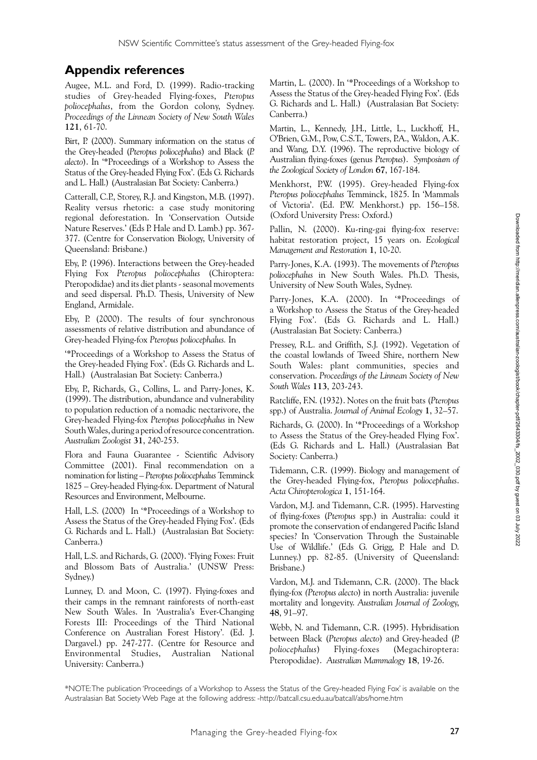## Appendix references

Augee, M.L. and Ford, D. (1999). Radio-tracking studies of Grey-headed Flying-foxes, *Pteropus poliocephalus*, from the Gordon colony, Sydney. *Proceedings of the Linnean Society of New South Wales* **121**, 61-70.

Birt, P. (2000). Summary information on the status of the Grey-headed (*Pteropus poliocephalus*) and Black (*P. alecto*). In '*Proceedings of a Workshop to Assess the Status of the Grey-headed Flying Fox'. (Eds G. Richards and L. Hall.) (Australasian Bat Society: Canberra.)

Catterall, C.P., Storey, R.J. and Kingston, M.B. (1997). Reality versus rhetoric: a case study monitoring regional deforestation. In 'Conservation Outside Nature Reserves.' (Eds P. Hale and D. Lamb.) pp. 367-377. (Centre for Conservation Biology, University of Queensland: Brisbane.)

Eby, P. (1996). Interactions between the Grey-headed Flying Fox *Pteropus poliocephalus* (Chiroptera: Pteropodidae) and its diet plants - seasonal movements and seed dispersal. Ph.D. Thesis, University of New England, Armidale.

Eby, P. (2000). The results of four synchronous assessments of relative distribution and abundance of Grey-headed Flying-fox *Pteropus poliocephalus.* In '*Proceedings of a Workshop to Assess the Status of the Grey-headed Flying Fox'. (Eds G. Richards and L. Hall.) (Australasian Bat Society: Canberra.)

Eby, P., Richards, G., Collins, L. and Parry-Jones, K. (1999). The distribution, abundance and vulnerability to population reduction of a nomadic nectarivore, the Grey-headed Flying-fox *Pteropus poliocephalus* in New South Wales, during a period of resource concentration. *Australian Zoologist* **31**, 240-253.

Flora and Fauna Guarantee - Scientific Advisory Committee (2001). Final recommendation on a nomination for listing – *Pteropus poliocephalus* Temminck 1825 – Grey-headed Flying-fox. Department of Natural Resources and Environment, Melbourne.

Hall, L.S. (2000) In '*Proceedings of a Workshop to Assess the Status of the Grey-headed Flying Fox'. (Eds G. Richards and L. Hall.) (Australasian Bat Society: Canberra.)

Hall, L.S. and Richards, G. (2000). 'Flying Foxes: Fruit and Blossom Bats of Australia.' (UNSW Press: Sydney.)

Lunney, D. and Moon, C. (1997). Flying-foxes and their camps in the remnant rainforests of north-east New South Wales. In 'Australia's Ever-Changing Forests III: Proceedings of the Third National Conference on Australian Forest History'. (Ed. J. Dargavel.) pp. 247-277. (Centre for Resource and Environmental Studies, Australian National University: Canberra.)

Martin, L. (2000). In '*Proceedings of a Workshop to Assess the Status of the Grey-headed Flying Fox'. (Eds G. Richards and L. Hall.) (Australasian Bat Society: Canberra.)

Martin, L., Kennedy, J.H., Little, L., Luckhoff, H., O'Brien, G.M., Pow, C.S.T., Towers, P.A., Waldon, A.K. and Wang, D.Y. (1996). The reproductive biology of Australian flying-foxes (genus *Pteropus*). *Symposium of the Zoological Society of London* **67**, 167-184.

Menkhorst, P.W. (1995). Grey-headed Flying-fox *Pteropus poliocephalus* Temminck, 1825. In 'Mammals of Victoria'. (Ed. P.W. Menkhorst.) pp. 156–158. (Oxford University Press: Oxford.)

Pallin, N. (2000). Ku-ring-gai flying-fox reserve: habitat restoration project, 15 years on. *Ecological Management and Restoration* **1**, 10-20.

Parry-Jones, K.A. (1993). The movements of *Pteropus poliocephalus* in New South Wales. Ph.D. Thesis, University of New South Wales, Sydney.

Parry-Jones, K.A. (2000). In '*Proceedings of a Workshop to Assess the Status of the Grey-headed Flying Fox'. (Eds G. Richards and L. Hall.) (Australasian Bat Society: Canberra.)

Pressey, R.L. and Griffith, S.J. (1992). Vegetation of the coastal lowlands of Tweed Shire, northern New South Wales: plant communities, species and conservation. *Proceedings of the Linnean Society of New South Wales* **113**, 203-243.

Ratcliffe, F.N. (1932). Notes on the fruit bats (*Pteropus* spp.) of Australia. *Journal of Animal Ecology* **1**, 32–57.

Richards, G. (2000). In '*Proceedings of a Workshop to Assess the Status of the Grey-headed Flying Fox'. (Eds G. Richards and L. Hall.) (Australasian Bat Society: Canberra.)

Tidemann, C.R. (1999). Biology and management of the Grey-headed Flying-fox, *Pteropus poliocephalus*. *Acta Chiropterologica* **1**, 151-164.

Vardon, M.J. and Tidemann, C.R. (1995). Harvesting of flying-foxes (*Pteropus* spp.) in Australia: could it promote the conservation of endangered Pacific Island species? In 'Conservation Through the Sustainable Use of Wildlife.' (Eds G. Grigg, P. Hale and D. Lunney.) pp. 82-85. (University of Queensland: Brisbane.)

Vardon, M.J. and Tidemann, C.R. (2000). The black flying-fox (*Pteropus alecto*) in north Australia: juvenile mortality and longevity. *Australian Journal of Zoology*, **48**, 91–97.

Webb, N. and Tidemann, C.R. (1995). Hybridisation between Black (*Pteropus alecto*) and Grey-headed (*P. poliocephalus*) Flying-foxes (Megachiroptera: Pteropodidae). *Australian Mammalogy* **18**, 19-26.

*NOTE: The publication 'Proceedings of a Workshop to Assess the Status of the Grey-headed Flying Fox' is available on the Australasian Bat Society Web Page at the following address: -http://batcall.csu.edu.au/batcall/abs/home.htm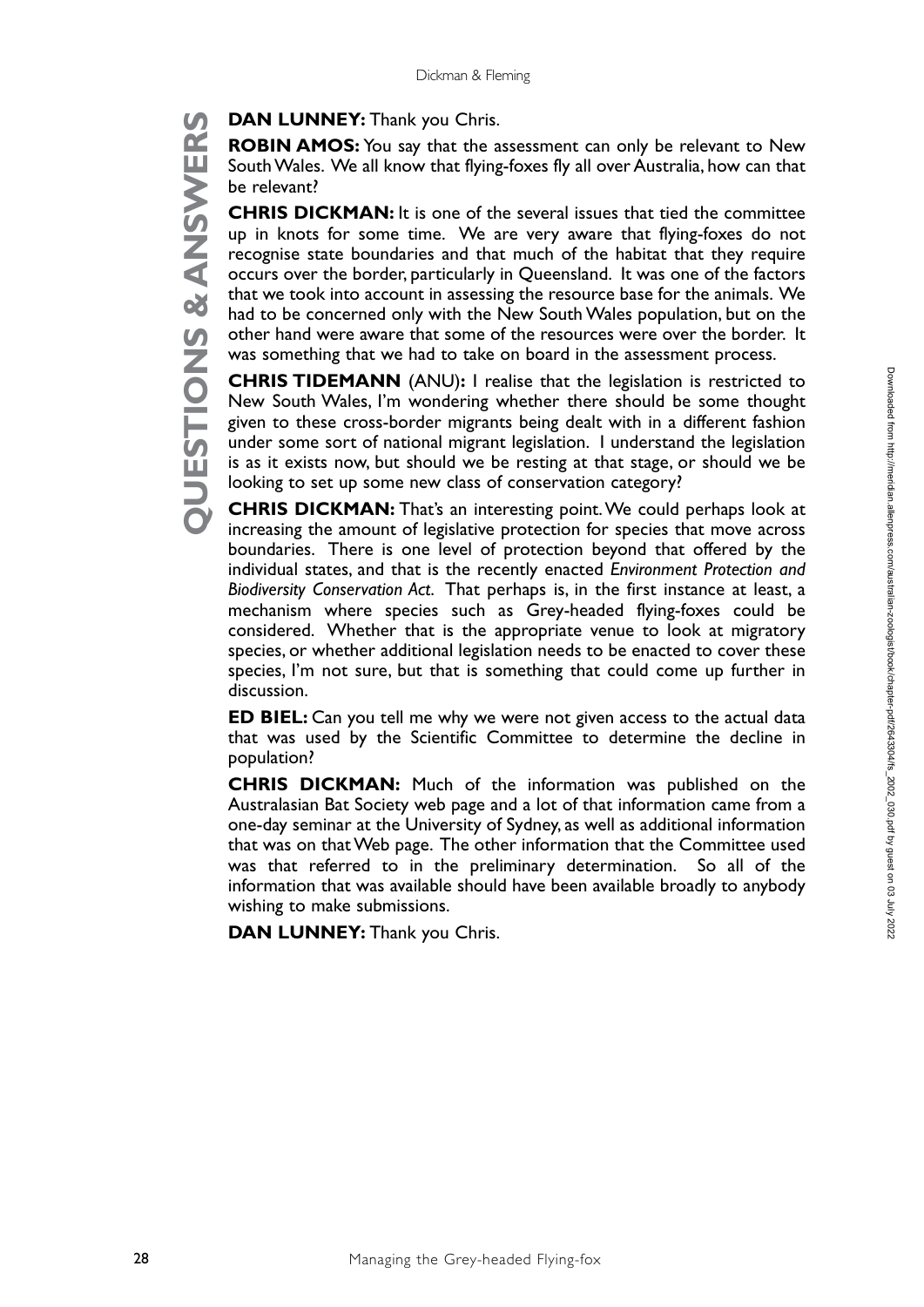**DAN LUNNEY:** Thank you Chris.

**ROBIN AMOS:** You say that the assessment can only be relevant to New South Wales. We all know that flying-foxes fly all over Australia, how can that be relevant?

**CHRIS DICKMAN:** It is one of the several issues that tied the committee up in knots for some time. We are very aware that flying-foxes do not recognise state boundaries and that much of the habitat that they require occurs over the border, particularly in Queensland. It was one of the factors that we took into account in assessing the resource base for the animals. We had to be concerned only with the New South Wales population, but on the other hand were aware that some of the resources were over the border. It was something that we had to take on board in the assessment process.

**CHRIS TIDEMANN** (ANU)**:** I realise that the legislation is restricted to New South Wales, I'm wondering whether there should be some thought given to these cross-border migrants being dealt with in a different fashion under some sort of national migrant legislation. I understand the legislation is as it exists now, but should we be resting at that stage, or should we be looking to set up some new class of conservation category?

**CHRIS DICKMAN:** That's an interesting point. We could perhaps look at increasing the amount of legislative protection for species that move across boundaries. There is one level of protection beyond that offered by the individual states, and that is the recently enacted *Environment Protection and Biodiversity Conservation Act*. That perhaps is, in the first instance at least, a mechanism where species such as Grey-headed flying-foxes could be considered. Whether that is the appropriate venue to look at migratory species, or whether additional legislation needs to be enacted to cover these species, I'm not sure, but that is something that could come up further in discussion.

**ED BIEL:** Can you tell me why we were not given access to the actual data that was used by the Scientific Committee to determine the decline in population?

**CHRIS DICKMAN:** Much of the information was published on the Australasian Bat Society web page and a lot of that information came from a one-day seminar at the University of Sydney, as well as additional information that was on that Web page. The other information that the Committee used was that referred to in the preliminary determination. So all of the information that was available should have been available broadly to anybody wishing to make submissions.

**DAN LUNNEY:** Thank you Chris.